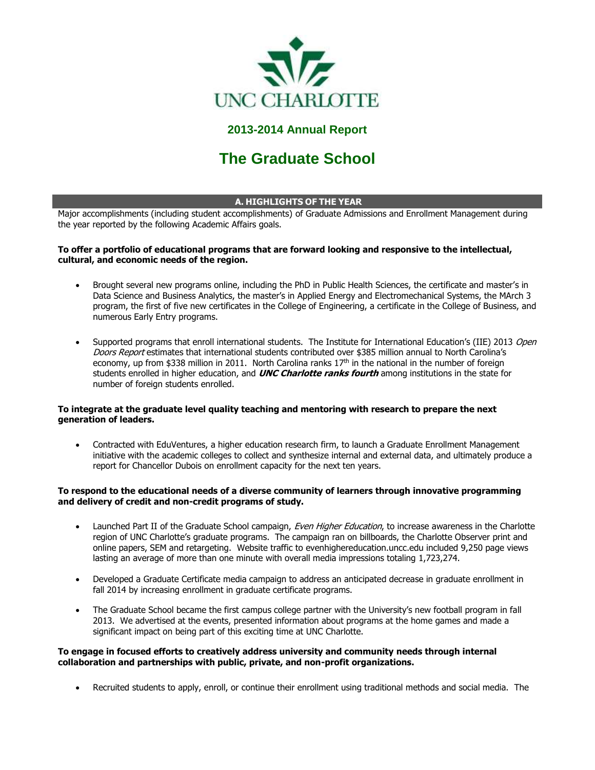UNC CHARLOTTE

# 2013-2014 Annual Report

# The Graduate School

## A. HIGHLIGHTS OF THE YEAR

Major accomplishments (including student accomplishments) of Graduate Admissions and Enrollment Management during the year reported by the following Academic Affairs goals.

**To offer a portfolio of educational programs that are forward looking and responsive to the intellectual, cultural, and economic needs of the region.**

- Brought several new programs online, including the PhD in Public Health Sciences, the certificate and master's in Data Science and Business Analytics, the master's in Applied Energy and Electromechanical Systems, the MArch 3 program, the first of five new certificates in the College of Engineering, a certificate in the College of Business, and numerous Early Entry programs.

- Supported programs that enroll international students. The Institute for International Education's (IIE) 2013 *Open Doors Report* estimates that international students contributed over $385 million annual to North Carolina's economy, up from $338 million in 2011. North Carolina ranks 17th in the national in the number of foreign students enrolled in higher education, and ***UNC Charlotte ranks fourth*** among institutions in the state for number of foreign students enrolled.

**To integrate at the graduate level quality teaching and mentoring with research to prepare the next generation of leaders.**

- Contracted with EduVentures, a higher education research firm, to launch a Graduate Enrollment Management initiative with the academic colleges to collect and synthesize internal and external data, and ultimately produce a report for Chancellor Dubois on enrollment capacity for the next ten years.

**To respond to the educational needs of a diverse community of learners through innovative programming and delivery of credit and non-credit programs of study.**

- Launched Part II of the Graduate School campaign, *Even Higher Education*, to increase awareness in the Charlotte region of UNC Charlotte's graduate programs. The campaign ran on billboards, the Charlotte Observer print and online papers, SEM and retargeting. Website traffic to evenhighereducation.uncc.edu included 9,250 page views lasting an average of more than one minute with overall media impressions totaling 1,723,274.

- Developed a Graduate Certificate media campaign to address an anticipated decrease in graduate enrollment in fall 2014 by increasing enrollment in graduate certificate programs.

- The Graduate School became the first campus college partner with the University's new football program in fall 2013. We advertised at the events, presented information about programs at the home games and made a significant impact on being part of this exciting time at UNC Charlotte.

**To engage in focused efforts to creatively address university and community needs through internal collaboration and partnerships with public, private, and non-profit organizations.**

- Recruited students to apply, enroll, or continue their enrollment using traditional methods and social media. The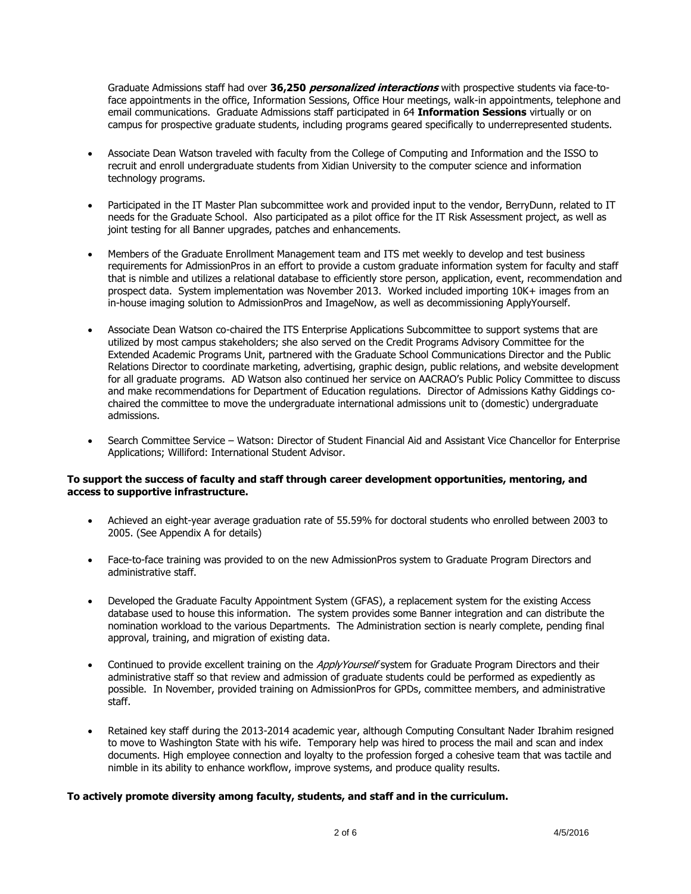Graduate Admissions staff had over **36,250 *personalized interactions*** with prospective students via face-to-face appointments in the office, Information Sessions, Office Hour meetings, walk-in appointments, telephone and email communications. Graduate Admissions staff participated in 64 **Information Sessions** virtually or on campus for prospective graduate students, including programs geared specifically to underrepresented students.

- Associate Dean Watson traveled with faculty from the College of Computing and Information and the ISSO to recruit and enroll undergraduate students from Xidian University to the computer science and information technology programs.

- Participated in the IT Master Plan subcommittee work and provided input to the vendor, BerryDunn, related to IT needs for the Graduate School. Also participated as a pilot office for the IT Risk Assessment project, as well as joint testing for all Banner upgrades, patches and enhancements.

- Members of the Graduate Enrollment Management team and ITS met weekly to develop and test business requirements for AdmissionPros in an effort to provide a custom graduate information system for faculty and staff that is nimble and utilizes a relational database to efficiently store person, application, event, recommendation and prospect data. System implementation was November 2013. Worked included importing 10K+ images from an in-house imaging solution to AdmissionPros and ImageNow, as well as decommissioning ApplyYourself.

- Associate Dean Watson co-chaired the ITS Enterprise Applications Subcommittee to support systems that are utilized by most campus stakeholders; she also served on the Credit Programs Advisory Committee for the Extended Academic Programs Unit, partnered with the Graduate School Communications Director and the Public Relations Director to coordinate marketing, advertising, graphic design, public relations, and website development for all graduate programs. AD Watson also continued her service on AACRAO's Public Policy Committee to discuss and make recommendations for Department of Education regulations. Director of Admissions Kathy Giddings co-chaired the committee to move the undergraduate international admissions unit to (domestic) undergraduate admissions.

- Search Committee Service – Watson: Director of Student Financial Aid and Assistant Vice Chancellor for Enterprise Applications; Williford: International Student Advisor.

**To support the success of faculty and staff through career development opportunities, mentoring, and access to supportive infrastructure.**

- Achieved an eight-year average graduation rate of 55.59% for doctoral students who enrolled between 2003 to 2005. (See Appendix A for details)

- Face-to-face training was provided to on the new AdmissionPros system to Graduate Program Directors and administrative staff.

- Developed the Graduate Faculty Appointment System (GFAS), a replacement system for the existing Access database used to house this information. The system provides some Banner integration and can distribute the nomination workload to the various Departments. The Administration section is nearly complete, pending final approval, training, and migration of existing data.

- Continued to provide excellent training on the *ApplyYourself* system for Graduate Program Directors and their administrative staff so that review and admission of graduate students could be performed as expediently as possible. In November, provided training on AdmissionPros for GPDs, committee members, and administrative staff.

- Retained key staff during the 2013-2014 academic year, although Computing Consultant Nader Ibrahim resigned to move to Washington State with his wife. Temporary help was hired to process the mail and scan and index documents. High employee connection and loyalty to the profession forged a cohesive team that was tactile and nimble in its ability to enhance workflow, improve systems, and produce quality results.

**To actively promote diversity among faculty, students, and staff and in the curriculum.**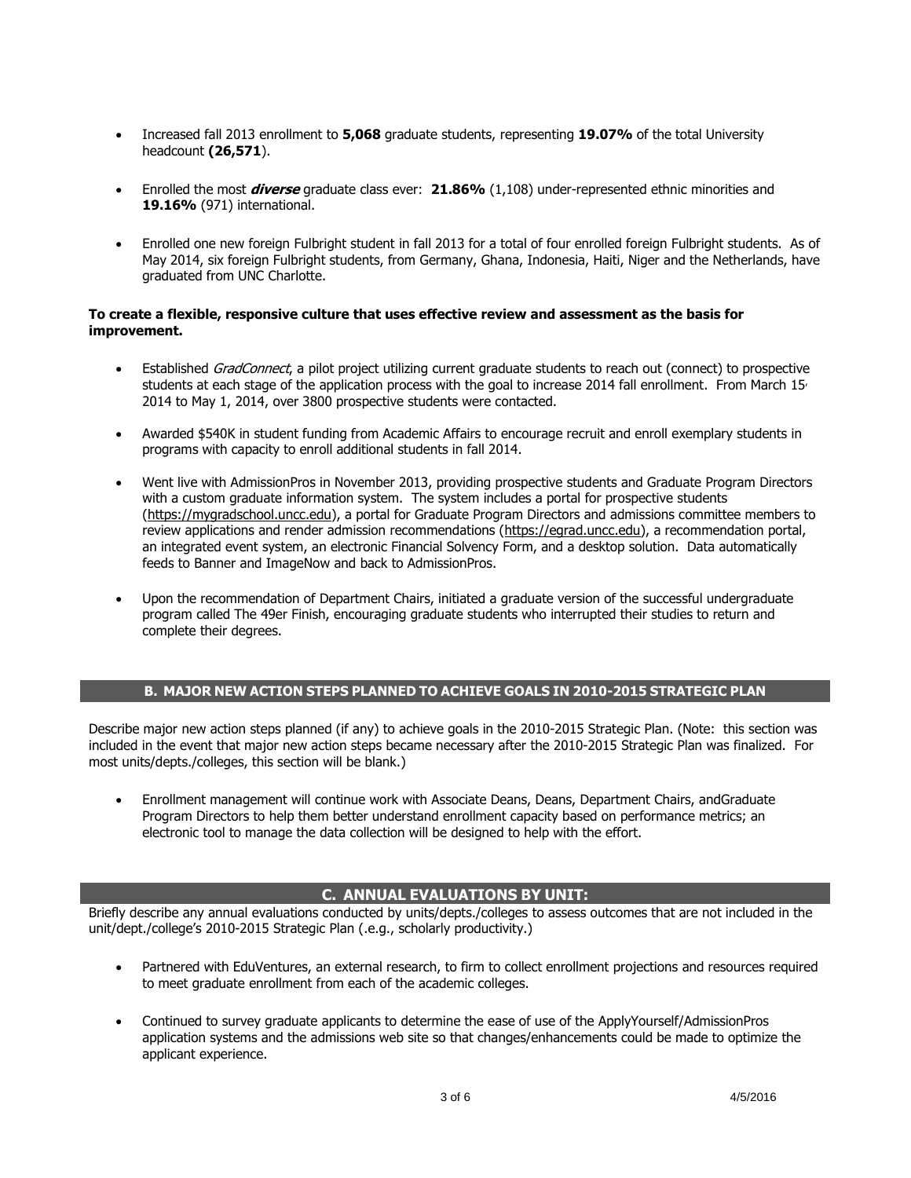- Increased fall 2013 enrollment to **5,068** graduate students, representing **19.07%** of the total University headcount **(26,571)**.

- Enrolled the most ***diverse*** graduate class ever: **21.86%** (1,108) under-represented ethnic minorities and **19.16%** (971) international.

- Enrolled one new foreign Fulbright student in fall 2013 for a total of four enrolled foreign Fulbright students. As of May 2014, six foreign Fulbright students, from Germany, Ghana, Indonesia, Haiti, Niger and the Netherlands, have graduated from UNC Charlotte.

**To create a flexible, responsive culture that uses effective review and assessment as the basis for improvement.**

- Established *GradConnect*, a pilot project utilizing current graduate students to reach out (connect) to prospective students at each stage of the application process with the goal to increase 2014 fall enrollment. From March 15, 2014 to May 1, 2014, over 3800 prospective students were contacted.

- Awarded $540K in student funding from Academic Affairs to encourage recruit and enroll exemplary students in programs with capacity to enroll additional students in fall 2014.

- Went live with AdmissionPros in November 2013, providing prospective students and Graduate Program Directors with a custom graduate information system. The system includes a portal for prospective students (https://mygradschool.uncc.edu), a portal for Graduate Program Directors and admissions committee members to review applications and render admission recommendations (https://egrad.uncc.edu), a recommendation portal, an integrated event system, an electronic Financial Solvency Form, and a desktop solution. Data automatically feeds to Banner and ImageNow and back to AdmissionPros.

- Upon the recommendation of Department Chairs, initiated a graduate version of the successful undergraduate program called The 49er Finish, encouraging graduate students who interrupted their studies to return and complete their degrees.

## B. MAJOR NEW ACTION STEPS PLANNED TO ACHIEVE GOALS IN 2010-2015 STRATEGIC PLAN

Describe major new action steps planned (if any) to achieve goals in the 2010-2015 Strategic Plan. (Note: this section was included in the event that major new action steps became necessary after the 2010-2015 Strategic Plan was finalized. For most units/depts./colleges, this section will be blank.)

- Enrollment management will continue work with Associate Deans, Deans, Department Chairs, andGraduate Program Directors to help them better understand enrollment capacity based on performance metrics; an electronic tool to manage the data collection will be designed to help with the effort.

## C. ANNUAL EVALUATIONS BY UNIT:

Briefly describe any annual evaluations conducted by units/depts./colleges to assess outcomes that are not included in the unit/dept./college's 2010-2015 Strategic Plan (.e.g., scholarly productivity.)

- Partnered with EduVentures, an external research, to firm to collect enrollment projections and resources required to meet graduate enrollment from each of the academic colleges.

- Continued to survey graduate applicants to determine the ease of use of the ApplyYourself/AdmissionPros application systems and the admissions web site so that changes/enhancements could be made to optimize the applicant experience.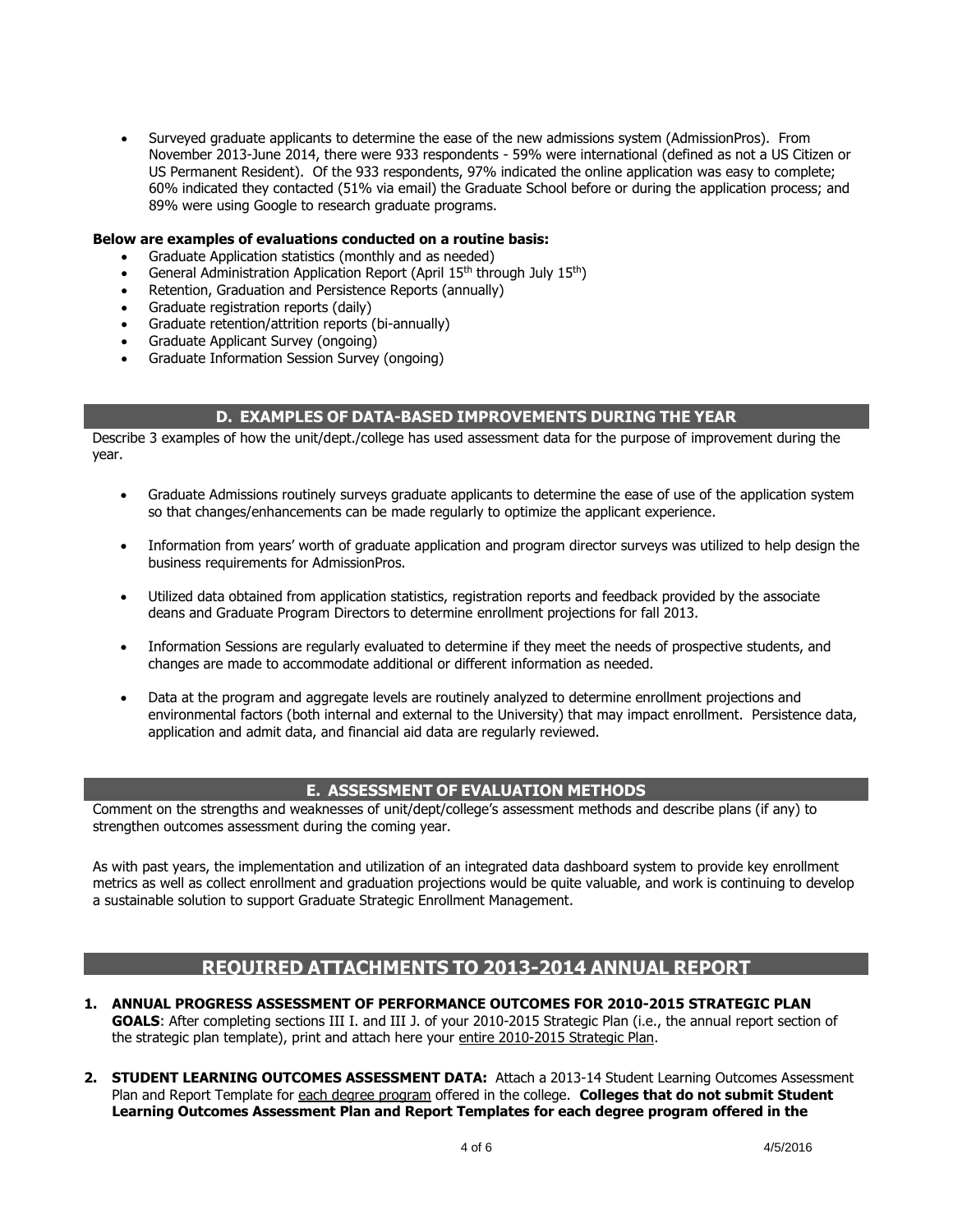- Surveyed graduate applicants to determine the ease of the new admissions system (AdmissionPros). From November 2013-June 2014, there were 933 respondents - 59% were international (defined as not a US Citizen or US Permanent Resident). Of the 933 respondents, 97% indicated the online application was easy to complete; 60% indicated they contacted (51% via email) the Graduate School before or during the application process; and 89% were using Google to research graduate programs.

**Below are examples of evaluations conducted on a routine basis:**

- Graduate Application statistics (monthly and as needed)
- General Administration Application Report (April 15th through July 15th)
- Retention, Graduation and Persistence Reports (annually)
- Graduate registration reports (daily)
- Graduate retention/attrition reports (bi-annually)
- Graduate Applicant Survey (ongoing)
- Graduate Information Session Survey (ongoing)

## D. EXAMPLES OF DATA-BASED IMPROVEMENTS DURING THE YEAR

Describe 3 examples of how the unit/dept./college has used assessment data for the purpose of improvement during the year.

- Graduate Admissions routinely surveys graduate applicants to determine the ease of use of the application system so that changes/enhancements can be made regularly to optimize the applicant experience.

- Information from years' worth of graduate application and program director surveys was utilized to help design the business requirements for AdmissionPros.

- Utilized data obtained from application statistics, registration reports and feedback provided by the associate deans and Graduate Program Directors to determine enrollment projections for fall 2013.

- Information Sessions are regularly evaluated to determine if they meet the needs of prospective students, and changes are made to accommodate additional or different information as needed.

- Data at the program and aggregate levels are routinely analyzed to determine enrollment projections and environmental factors (both internal and external to the University) that may impact enrollment. Persistence data, application and admit data, and financial aid data are regularly reviewed.

## E. ASSESSMENT OF EVALUATION METHODS

Comment on the strengths and weaknesses of unit/dept/college's assessment methods and describe plans (if any) to strengthen outcomes assessment during the coming year.

As with past years, the implementation and utilization of an integrated data dashboard system to provide key enrollment metrics as well as collect enrollment and graduation projections would be quite valuable, and work is continuing to develop a sustainable solution to support Graduate Strategic Enrollment Management.

## REQUIRED ATTACHMENTS TO 2013-2014 ANNUAL REPORT

1. **ANNUAL PROGRESS ASSESSMENT OF PERFORMANCE OUTCOMES FOR 2010-2015 STRATEGIC PLAN GOALS**: After completing sections III I. and III J. of your 2010-2015 Strategic Plan (i.e., the annual report section of the strategic plan template), print and attach here your entire 2010-2015 Strategic Plan.

2. **STUDENT LEARNING OUTCOMES ASSESSMENT DATA:** Attach a 2013-14 Student Learning Outcomes Assessment Plan and Report Template for each degree program offered in the college. **Colleges that do not submit Student Learning Outcomes Assessment Plan and Report Templates for each degree program offered in the**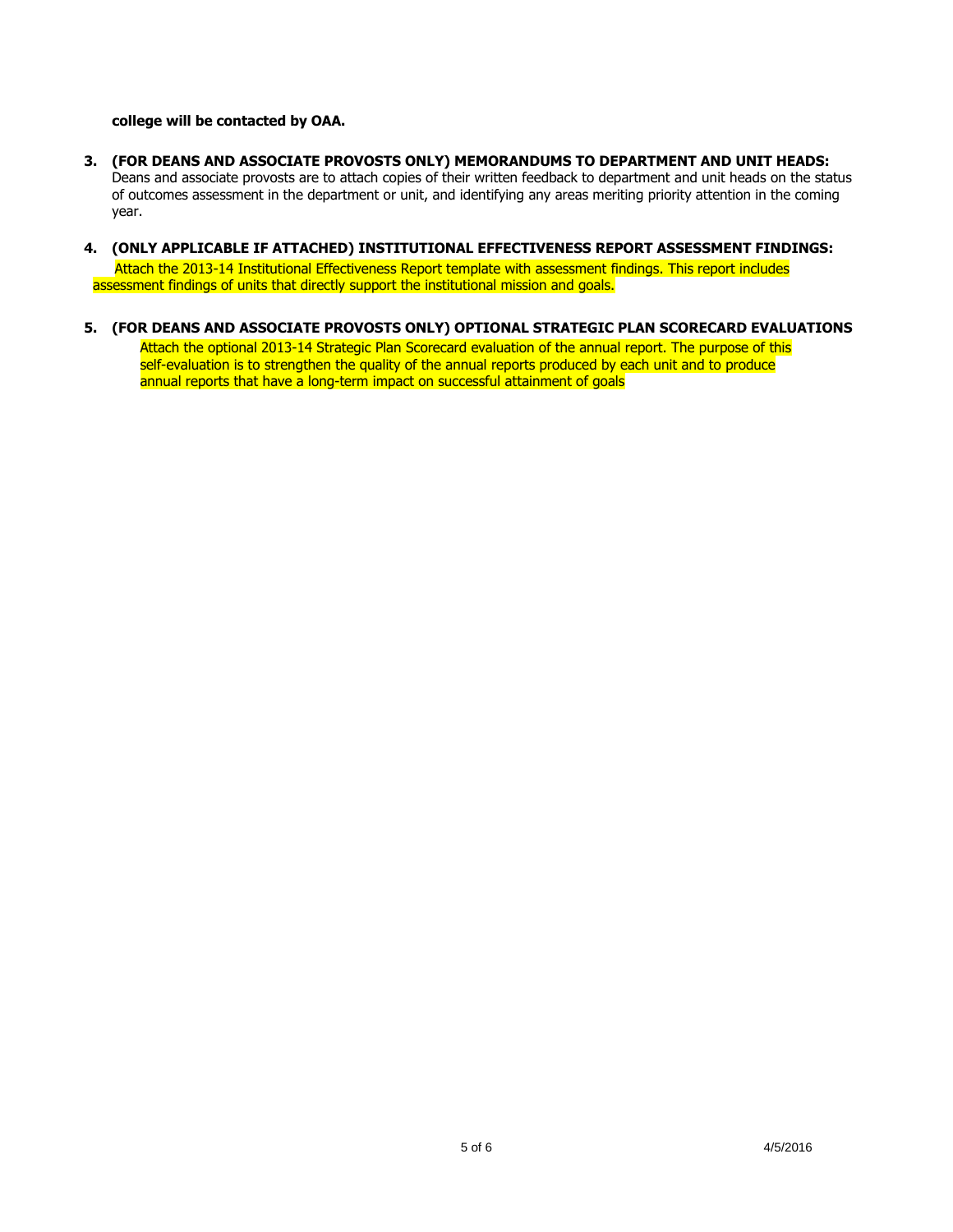**college will be contacted by OAA.**

3. **(FOR DEANS AND ASSOCIATE PROVOSTS ONLY) MEMORANDUMS TO DEPARTMENT AND UNIT HEADS:** Deans and associate provosts are to attach copies of their written feedback to department and unit heads on the status of outcomes assessment in the department or unit, and identifying any areas meriting priority attention in the coming year.

4. **(ONLY APPLICABLE IF ATTACHED) INSTITUTIONAL EFFECTIVENESS REPORT ASSESSMENT FINDINGS:** Attach the 2013-14 Institutional Effectiveness Report template with assessment findings. This report includes assessment findings of units that directly support the institutional mission and goals.

5. **(FOR DEANS AND ASSOCIATE PROVOSTS ONLY) OPTIONAL STRATEGIC PLAN SCORECARD EVALUATIONS** Attach the optional 2013-14 Strategic Plan Scorecard evaluation of the annual report. The purpose of this self-evaluation is to strengthen the quality of the annual reports produced by each unit and to produce annual reports that have a long-term impact on successful attainment of goals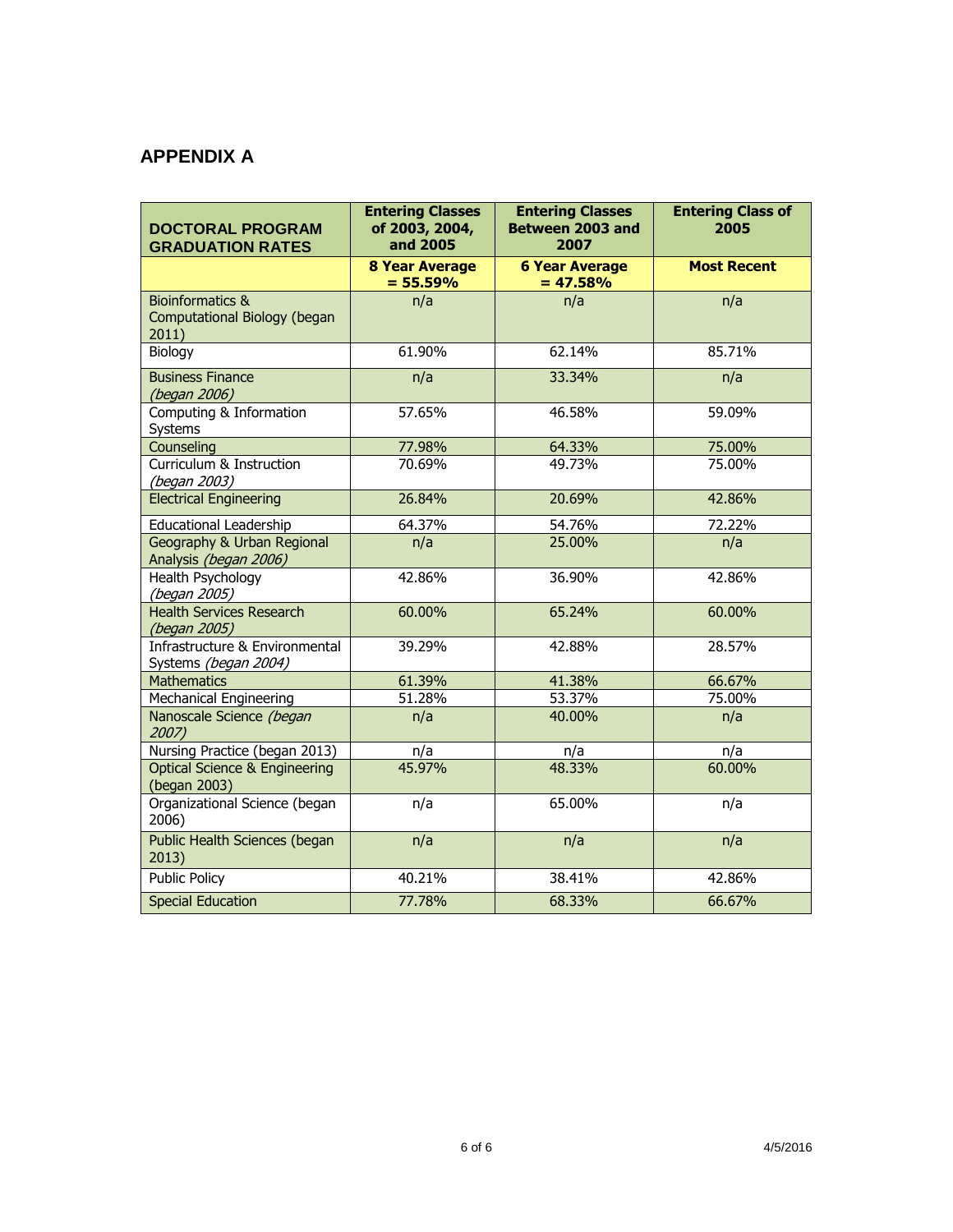## APPENDIX A

| DOCTORAL PROGRAM GRADUATION RATES | Entering Classes of 2003, 2004, and 2005 | Entering Classes Between 2003 and 2007 | Entering Class of 2005 |
|---|---|---|---|
| | **8 Year Average = 55.59%** | **6 Year Average = 47.58%** | **Most Recent** |
| Bioinformatics & Computational Biology (began 2011) | n/a | n/a | n/a |
| Biology | 61.90% | 62.14% | 85.71% |
| Business Finance *(began 2006)* | n/a | 33.34% | n/a |
| Computing & Information Systems | 57.65% | 46.58% | 59.09% |
| Counseling | 77.98% | 64.33% | 75.00% |
| Curriculum & Instruction *(began 2003)* | 70.69% | 49.73% | 75.00% |
| Electrical Engineering | 26.84% | 20.69% | 42.86% |
| Educational Leadership | 64.37% | 54.76% | 72.22% |
| Geography & Urban Regional Analysis *(began 2006)* | n/a | 25.00% | n/a |
| Health Psychology *(began 2005)* | 42.86% | 36.90% | 42.86% |
| Health Services Research *(began 2005)* | 60.00% | 65.24% | 60.00% |
| Infrastructure & Environmental Systems *(began 2004)* | 39.29% | 42.88% | 28.57% |
| Mathematics | 61.39% | 41.38% | 66.67% |
| Mechanical Engineering | 51.28% | 53.37% | 75.00% |
| Nanoscale Science *(began 2007)* | n/a | 40.00% | n/a |
| Nursing Practice (began 2013) | n/a | n/a | n/a |
| Optical Science & Engineering (began 2003) | 45.97% | 48.33% | 60.00% |
| Organizational Science (began 2006) | n/a | 65.00% | n/a |
| Public Health Sciences (began 2013) | n/a | n/a | n/a |
| Public Policy | 40.21% | 38.41% | 42.86% |
| Special Education | 77.78% | 68.33% | 66.67% |